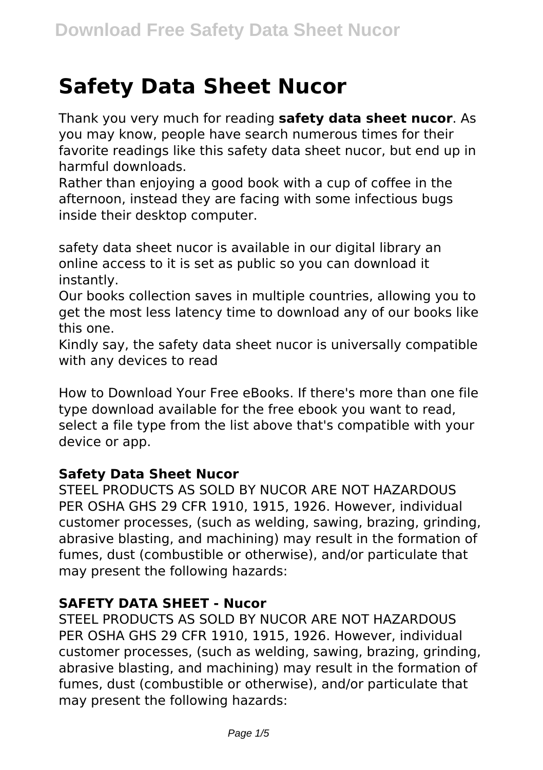# Safety Data Sheet Nucor

Thank you very much for reading **safety data sheet nucor**. As you may know, people have search numerous times for their favorite readings like this safety data sheet nucor, but end up in harmful downloads.
Rather than enjoying a good book with a cup of coffee in the afternoon, instead they are facing with some infectious bugs inside their desktop computer.

safety data sheet nucor is available in our digital library an online access to it is set as public so you can download it instantly.
Our books collection saves in multiple countries, allowing you to get the most less latency time to download any of our books like this one.
Kindly say, the safety data sheet nucor is universally compatible with any devices to read

How to Download Your Free eBooks. If there's more than one file type download available for the free ebook you want to read, select a file type from the list above that's compatible with your device or app.

### Safety Data Sheet Nucor

STEEL PRODUCTS AS SOLD BY NUCOR ARE NOT HAZARDOUS PER OSHA GHS 29 CFR 1910, 1915, 1926. However, individual customer processes, (such as welding, sawing, brazing, grinding, abrasive blasting, and machining) may result in the formation of fumes, dust (combustible or otherwise), and/or particulate that may present the following hazards:

### SAFETY DATA SHEET - Nucor

STEEL PRODUCTS AS SOLD BY NUCOR ARE NOT HAZARDOUS PER OSHA GHS 29 CFR 1910, 1915, 1926. However, individual customer processes, (such as welding, sawing, brazing, grinding, abrasive blasting, and machining) may result in the formation of fumes, dust (combustible or otherwise), and/or particulate that may present the following hazards: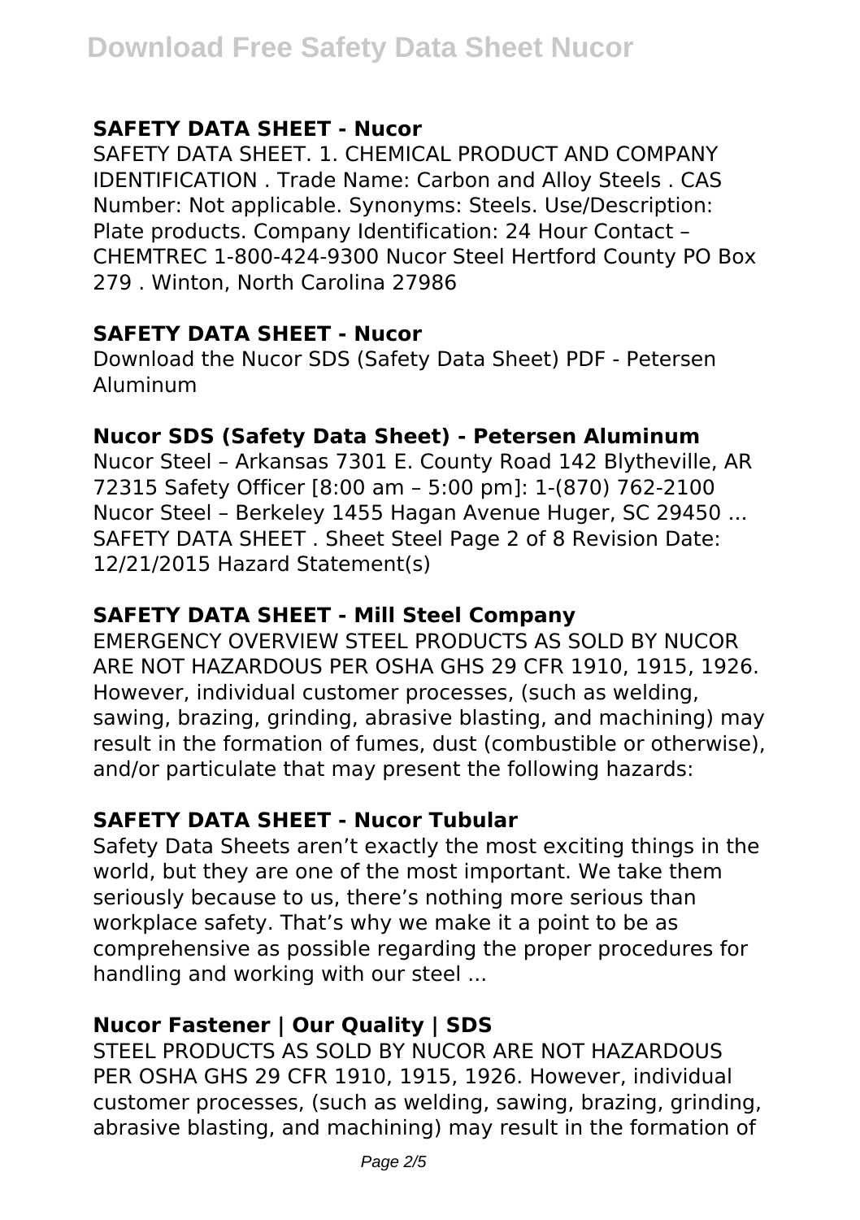### SAFETY DATA SHEET - Nucor

SAFETY DATA SHEET. 1. CHEMICAL PRODUCT AND COMPANY IDENTIFICATION . Trade Name: Carbon and Alloy Steels . CAS Number: Not applicable. Synonyms: Steels. Use/Description: Plate products. Company Identification: 24 Hour Contact – CHEMTREC 1-800-424-9300 Nucor Steel Hertford County PO Box 279 . Winton, North Carolina 27986

### SAFETY DATA SHEET - Nucor

Download the Nucor SDS (Safety Data Sheet) PDF - Petersen Aluminum

### Nucor SDS (Safety Data Sheet) - Petersen Aluminum

Nucor Steel – Arkansas 7301 E. County Road 142 Blytheville, AR 72315 Safety Officer [8:00 am – 5:00 pm]: 1-(870) 762-2100 Nucor Steel – Berkeley 1455 Hagan Avenue Huger, SC 29450 ... SAFETY DATA SHEET . Sheet Steel Page 2 of 8 Revision Date: 12/21/2015 Hazard Statement(s)

### SAFETY DATA SHEET - Mill Steel Company

EMERGENCY OVERVIEW STEEL PRODUCTS AS SOLD BY NUCOR ARE NOT HAZARDOUS PER OSHA GHS 29 CFR 1910, 1915, 1926. However, individual customer processes, (such as welding, sawing, brazing, grinding, abrasive blasting, and machining) may result in the formation of fumes, dust (combustible or otherwise), and/or particulate that may present the following hazards:

### SAFETY DATA SHEET - Nucor Tubular

Safety Data Sheets aren't exactly the most exciting things in the world, but they are one of the most important. We take them seriously because to us, there's nothing more serious than workplace safety. That's why we make it a point to be as comprehensive as possible regarding the proper procedures for handling and working with our steel ...

### Nucor Fastener | Our Quality | SDS

STEEL PRODUCTS AS SOLD BY NUCOR ARE NOT HAZARDOUS PER OSHA GHS 29 CFR 1910, 1915, 1926. However, individual customer processes, (such as welding, sawing, brazing, grinding, abrasive blasting, and machining) may result in the formation of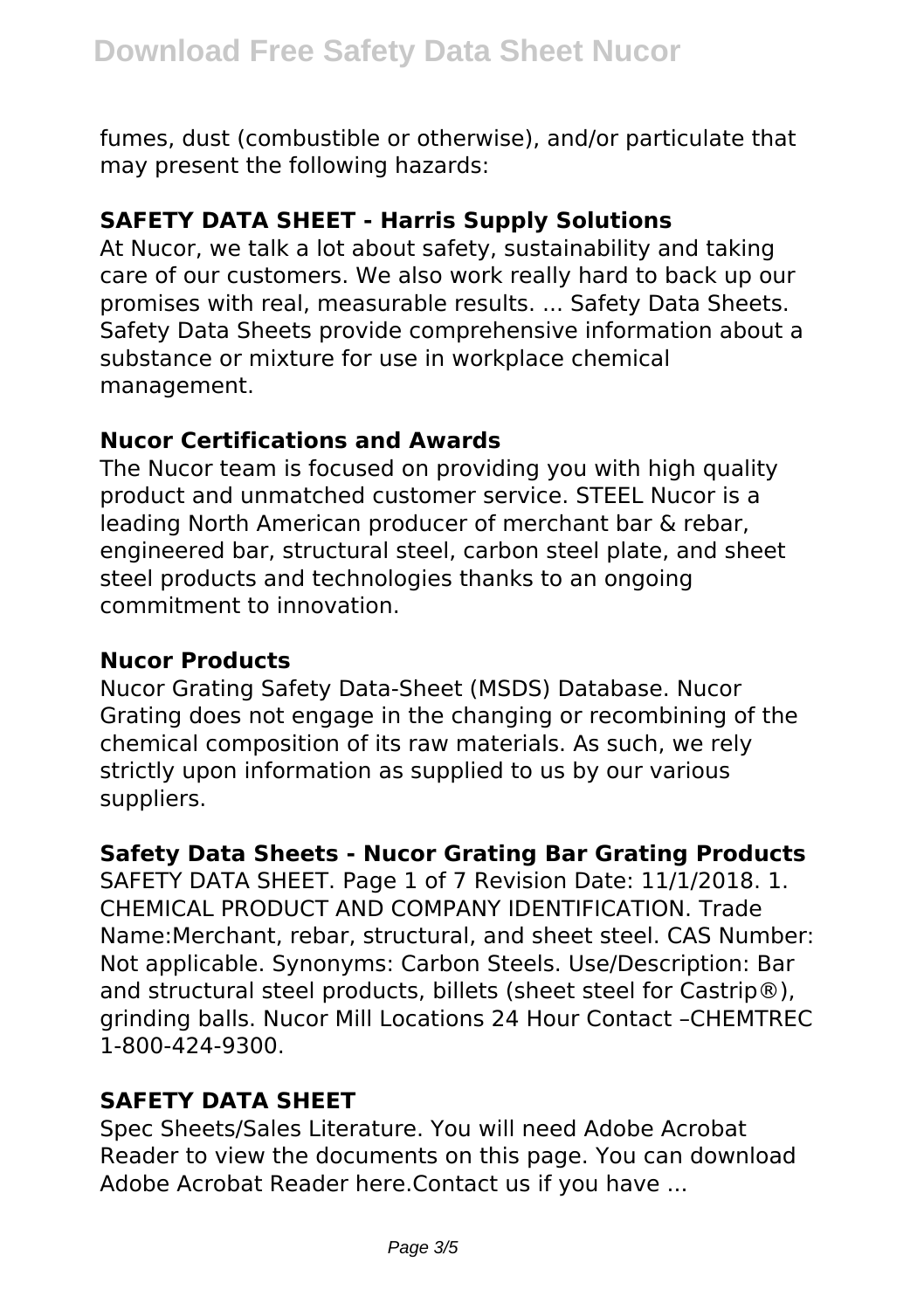fumes, dust (combustible or otherwise), and/or particulate that may present the following hazards:

### SAFETY DATA SHEET - Harris Supply Solutions

At Nucor, we talk a lot about safety, sustainability and taking care of our customers. We also work really hard to back up our promises with real, measurable results. ... Safety Data Sheets. Safety Data Sheets provide comprehensive information about a substance or mixture for use in workplace chemical management.

### Nucor Certifications and Awards

The Nucor team is focused on providing you with high quality product and unmatched customer service. STEEL Nucor is a leading North American producer of merchant bar & rebar, engineered bar, structural steel, carbon steel plate, and sheet steel products and technologies thanks to an ongoing commitment to innovation.

### Nucor Products

Nucor Grating Safety Data-Sheet (MSDS) Database. Nucor Grating does not engage in the changing or recombining of the chemical composition of its raw materials. As such, we rely strictly upon information as supplied to us by our various suppliers.

### Safety Data Sheets - Nucor Grating Bar Grating Products

SAFETY DATA SHEET. Page 1 of 7 Revision Date: 11/1/2018. 1. CHEMICAL PRODUCT AND COMPANY IDENTIFICATION. Trade Name:Merchant, rebar, structural, and sheet steel. CAS Number: Not applicable. Synonyms: Carbon Steels. Use/Description: Bar and structural steel products, billets (sheet steel for Castrip®), grinding balls. Nucor Mill Locations 24 Hour Contact –CHEMTREC 1-800-424-9300.

### SAFETY DATA SHEET

Spec Sheets/Sales Literature. You will need Adobe Acrobat Reader to view the documents on this page. You can download Adobe Acrobat Reader here.Contact us if you have ...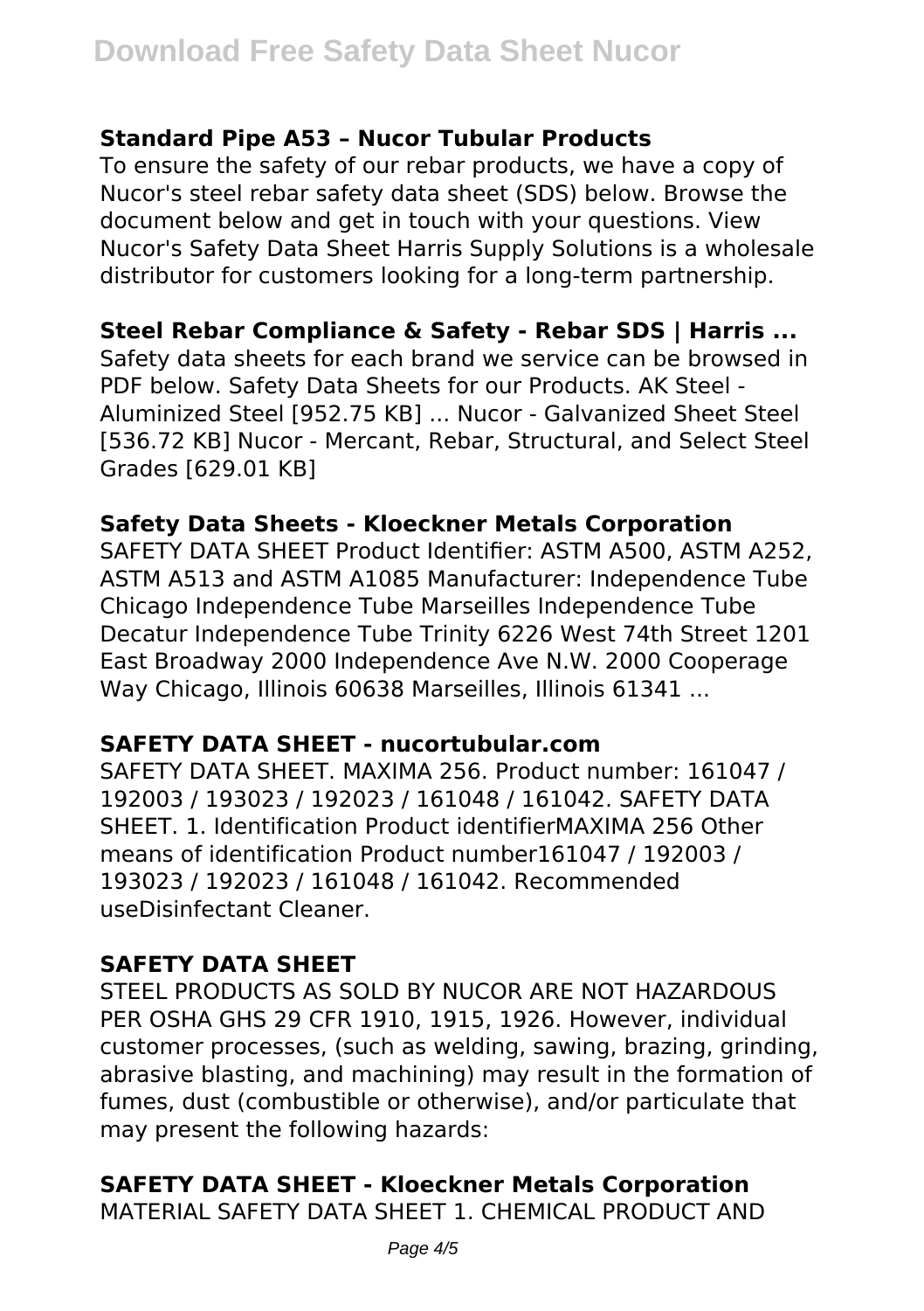### Standard Pipe A53 – Nucor Tubular Products

To ensure the safety of our rebar products, we have a copy of Nucor's steel rebar safety data sheet (SDS) below. Browse the document below and get in touch with your questions. View Nucor's Safety Data Sheet Harris Supply Solutions is a wholesale distributor for customers looking for a long-term partnership.

### Steel Rebar Compliance & Safety - Rebar SDS | Harris ...

Safety data sheets for each brand we service can be browsed in PDF below. Safety Data Sheets for our Products. AK Steel - Aluminized Steel [952.75 KB] ... Nucor - Galvanized Sheet Steel [536.72 KB] Nucor - Mercant, Rebar, Structural, and Select Steel Grades [629.01 KB]

### Safety Data Sheets - Kloeckner Metals Corporation

SAFETY DATA SHEET Product Identifier: ASTM A500, ASTM A252, ASTM A513 and ASTM A1085 Manufacturer: Independence Tube Chicago Independence Tube Marseilles Independence Tube Decatur Independence Tube Trinity 6226 West 74th Street 1201 East Broadway 2000 Independence Ave N.W. 2000 Cooperage Way Chicago, Illinois 60638 Marseilles, Illinois 61341 ...

### SAFETY DATA SHEET - nucortubular.com

SAFETY DATA SHEET. MAXIMA 256. Product number: 161047 / 192003 / 193023 / 192023 / 161048 / 161042. SAFETY DATA SHEET. 1. Identification Product identifierMAXIMA 256 Other means of identification Product number161047 / 192003 / 193023 / 192023 / 161048 / 161042. Recommended useDisinfectant Cleaner.

### SAFETY DATA SHEET

STEEL PRODUCTS AS SOLD BY NUCOR ARE NOT HAZARDOUS PER OSHA GHS 29 CFR 1910, 1915, 1926. However, individual customer processes, (such as welding, sawing, brazing, grinding, abrasive blasting, and machining) may result in the formation of fumes, dust (combustible or otherwise), and/or particulate that may present the following hazards:

### SAFETY DATA SHEET - Kloeckner Metals Corporation

MATERIAL SAFETY DATA SHEET 1. CHEMICAL PRODUCT AND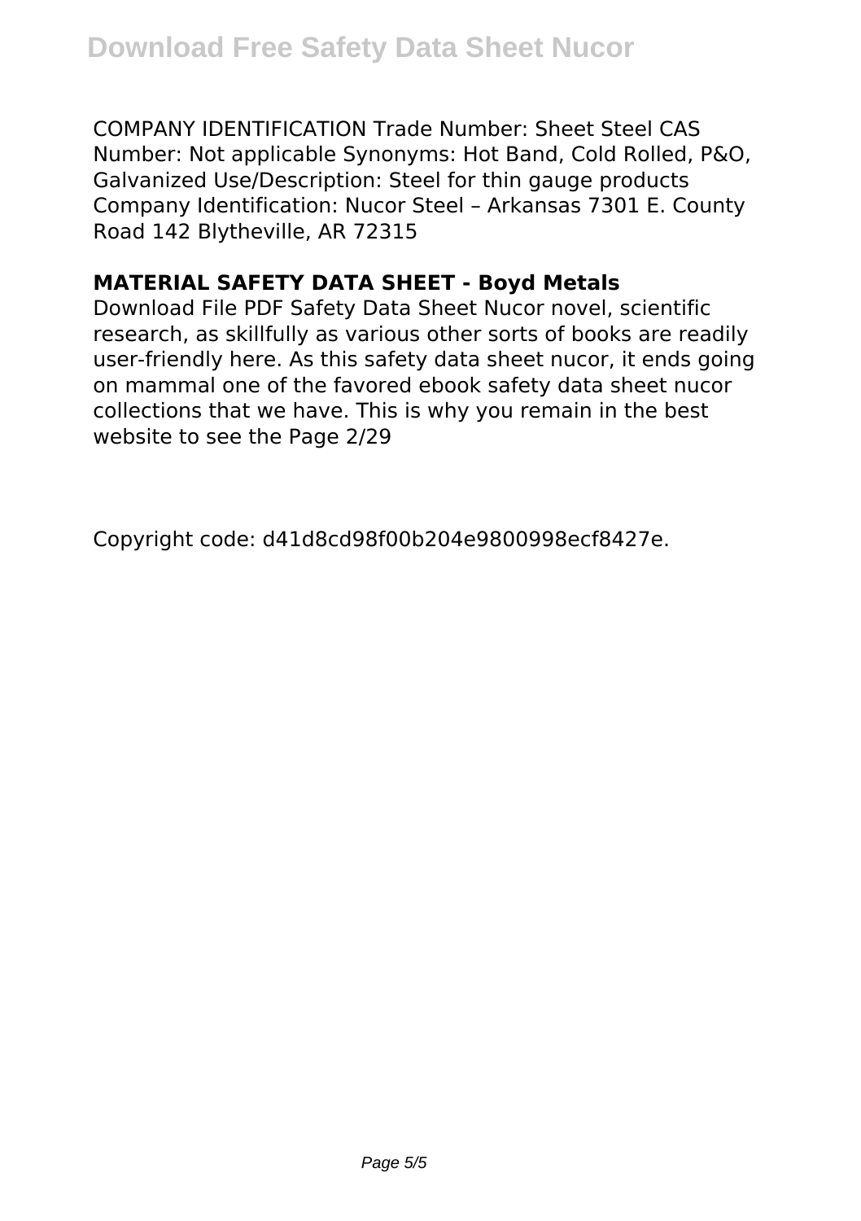COMPANY IDENTIFICATION Trade Number: Sheet Steel CAS Number: Not applicable Synonyms: Hot Band, Cold Rolled, P&O, Galvanized Use/Description: Steel for thin gauge products Company Identification: Nucor Steel – Arkansas 7301 E. County Road 142 Blytheville, AR 72315

**MATERIAL SAFETY DATA SHEET - Boyd Metals**

Download File PDF Safety Data Sheet Nucor novel, scientific research, as skillfully as various other sorts of books are readily user-friendly here. As this safety data sheet nucor, it ends going on mammal one of the favored ebook safety data sheet nucor collections that we have. This is why you remain in the best website to see the Page 2/29

Copyright code: d41d8cd98f00b204e9800998ecf8427e.